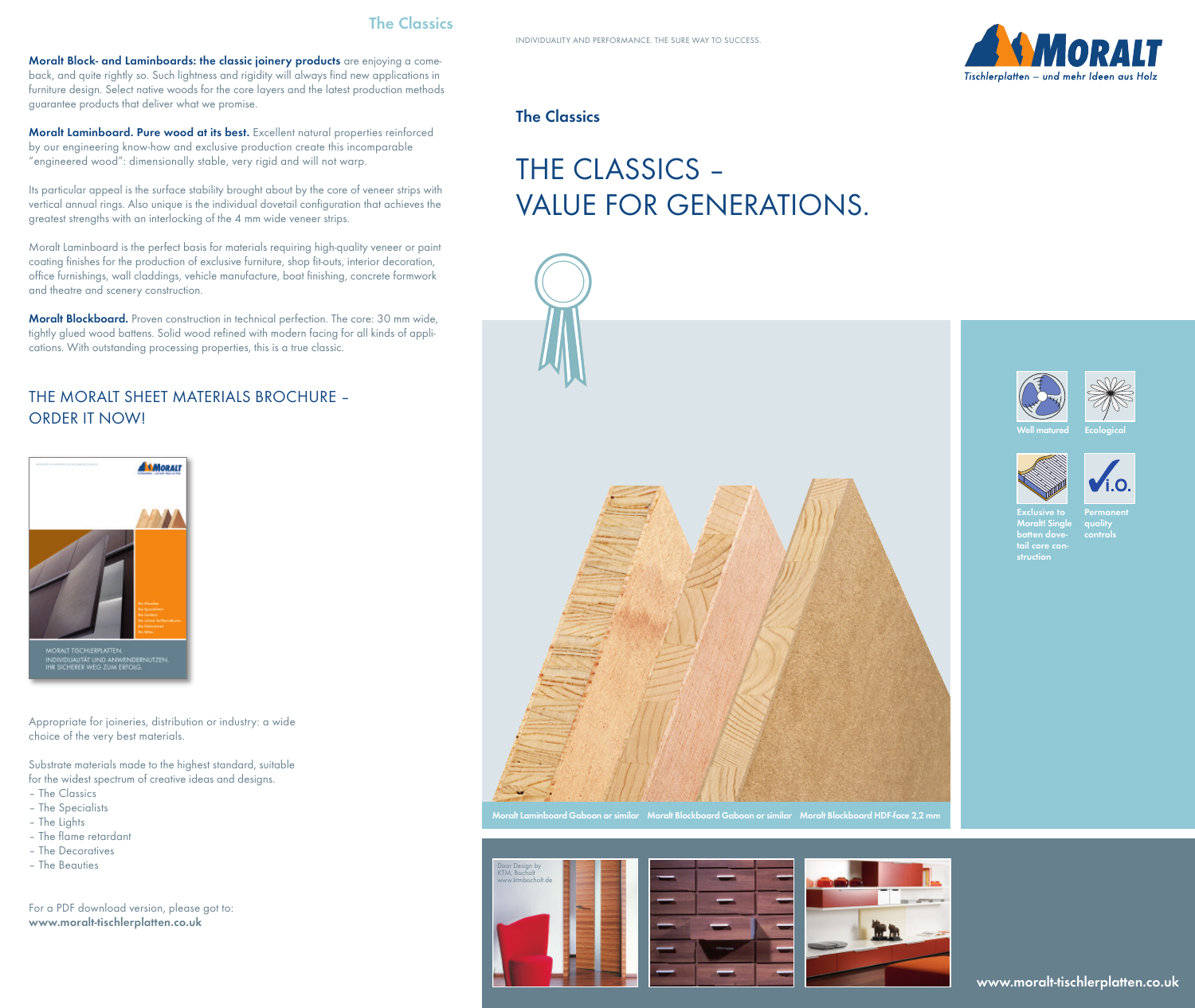## The Classics

**Moralt Block- and Laminboards: the classic joinery products** are enjoying a come-back, and quite rightly so. Such lightness and rigidity will always find new applications in furniture design. Select native woods for the core layers and the latest production methods guarantee products that deliver what we promise.

**Moralt Laminboard. Pure wood at its best.** Excellent natural properties reinforced by our engineering know-how and exclusive production create this incomparable "engineered wood": dimensionally stable, very rigid and will not warp.

Its particular appeal is the surface stability brought about by the core of veneer strips with vertical annual rings. Also unique is the individual dovetail configuration that achieves the greatest strengths with an interlocking of the 4 mm wide veneer strips.

Moralt Laminboard is the perfect basis for materials requiring high-quality veneer or paint coating finishes for the production of exclusive furniture, shop fit-outs, interior decoration, office furnishings, wall claddings, vehicle manufacture, boat finishing, concrete formwork and theatre and scenery construction.

**Moralt Blockboard.** Proven construction in technical perfection. The core: 30 mm wide, tightly glued wood battens. Solid wood refined with modern facing for all kinds of applications. With outstanding processing properties, this is a true classic.

## THE MORALT SHEET MATERIALS BROCHURE – ORDER IT NOW!

MORALT TISCHLERPLATTEN.
INDIVIDUALITÄT UND ANWENDERNUTZEN.
IHR SICHERER WEG ZUM ERFOLG.

Appropriate for joineries, distribution or industry: a wide choice of the very best materials.

Substrate materials made to the highest standard, suitable for the widest spectrum of creative ideas and designs.

- The Classics
- The Specialists
- The Lights
- The flame retardant
- The Decoratives
- The Beauties

For a PDF download version, please got to:
**www.moralt-tischlerplatten.co.uk**

INDIVIDUALITY AND PERFORMANCE. THE SURE WAY TO SUCCESS.

MORALT
*Tischlerplatten – und mehr Ideen aus Holz*

**The Classics**

# THE CLASSICS – VALUE FOR GENERATIONS.

Well matured

Ecological

Exclusive to Moralt! Single batten dove-tail core construction

Permanent quality controls

Moralt Laminboard Gaboon or similar | Moralt Blockboard Gaboon or similar | Moralt Blockboard HDF-face 2,2 mm

Door Design by KTM, Bocholt www.ktmbocholt.de

**www.moralt-tischlerplatten.co.uk**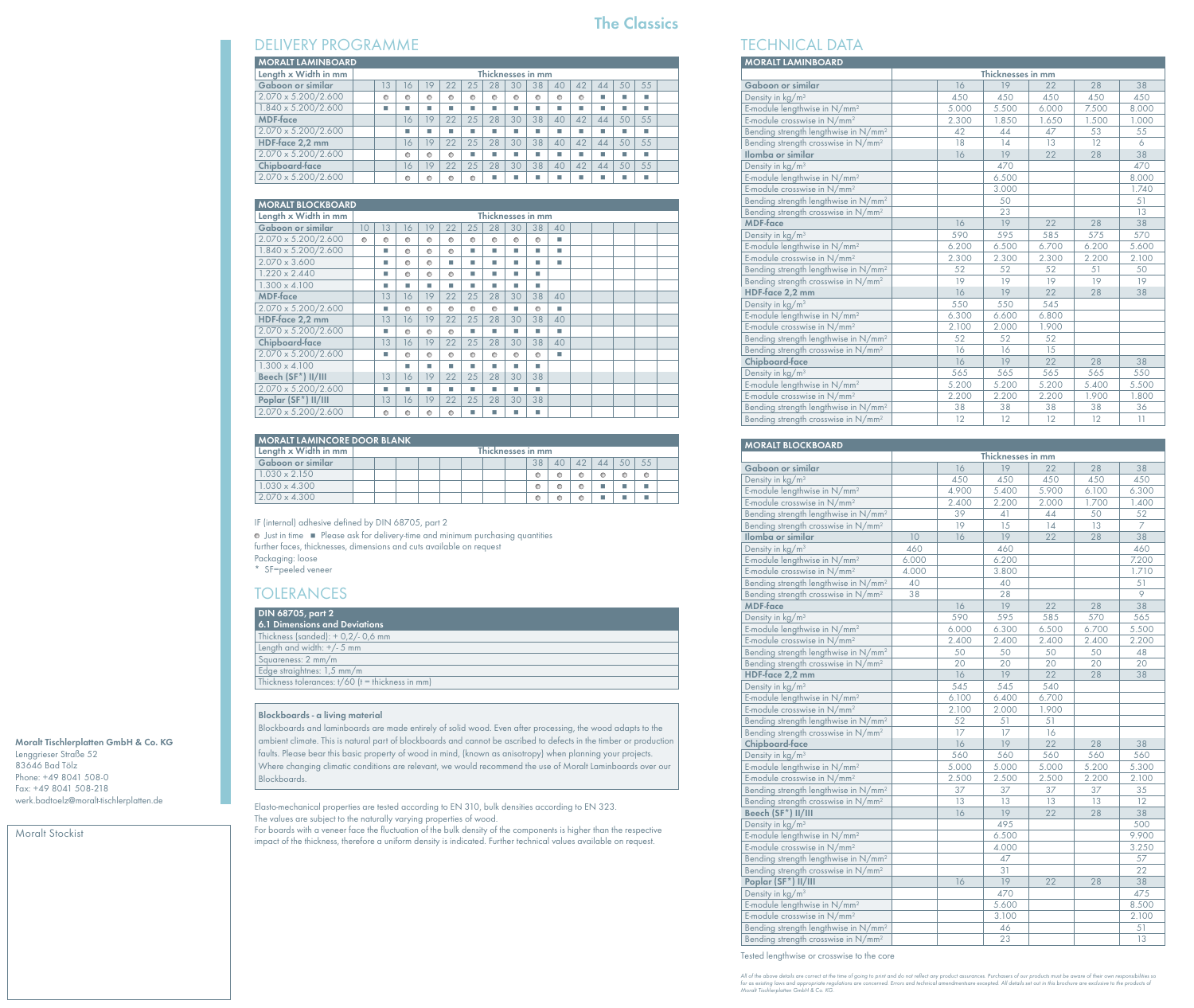# The Classics

## DELIVERY PROGRAMME

### MORALT LAMINBOARD

| Length x Width in mm | Thicknesses in mm | | | | | | | | | | | | |
|---|---|---|---|---|---|---|---|---|---|---|---|---|---|
| **Gaboon or similar** | 13 | 16 | 19 | 22 | 25 | 28 | 30 | 38 | 40 | 42 | 44 | 50 | 55 |
| 2.070 x 5.200/2.600 | ● | ● | ● | ● | ● | ● | ● | ● | ● | ● | ■ | ■ | ■ |
| 1.840 x 5.200/2.600 | ■ | ■ | ■ | ■ | ■ | ■ | ■ | ■ | ■ | ■ | ■ | ■ | ■ |
| **MDF-face** | | 16 | 19 | 22 | 25 | 28 | 30 | 38 | 40 | 42 | 44 | 50 | 55 |
| 2.070 x 5.200/2.600 | | ■ | ■ | ■ | ■ | ■ | ■ | ■ | ■ | ■ | ■ | ■ | ■ |
| **HDF-face 2,2 mm** | | 16 | 19 | 22 | 25 | 28 | 30 | 38 | 40 | 42 | 44 | 50 | 55 |
| 2.070 x 5.200/2.600 | | ● | ● | ● | ■ | ■ | ■ | ■ | ■ | ■ | ■ | ■ | ■ |
| **Chipboard-face** | | 16 | 19 | 22 | 25 | 28 | 30 | 38 | 40 | 42 | 44 | 50 | 55 |
| 2.070 x 5.200/2.600 | | ● | ● | ● | ● | ■ | ■ | ■ | ■ | ■ | ■ | ■ | ■ |

### MORALT BLOCKBOARD

| Length x Width in mm | Thicknesses in mm | | | | | | | | | |
|---|---|---|---|---|---|---|---|---|---|---|
| **Gaboon or similar** | 10 | 13 | 16 | 19 | 22 | 25 | 28 | 30 | 38 | 40 |
| 2.070 x 5.200/2.600 | ● | ● | ● | ● | ● | ● | ● | ● | ● | ■ |
| 1.840 x 5.200/2.600 | | ■ | ● | ● | ● | ■ | ■ | ■ | ■ | ■ |
| 2.070 x 3.600 | | ■ | ● | ● | ■ | ■ | ■ | ■ | ■ | ■ |
| 1.220 x 2.440 | | ■ | ● | ● | ● | ■ | ■ | ■ | ■ | |
| 1.300 x 4.100 | | ■ | ■ | ■ | ■ | ■ | ■ | ■ | ■ | |
| **MDF-face** | | 13 | 16 | 19 | 22 | 25 | 28 | 30 | 38 | 40 |
| 2.070 x 5.200/2.600 | | ■ | ● | ● | ● | ● | ● | ● | ● | ■ |
| **HDF-face 2,2 mm** | | 13 | 16 | 19 | 22 | 25 | 28 | 30 | 38 | 40 |
| 2.070 x 5.200/2.600 | | ■ | ● | ● | ● | ■ | ■ | ■ | ■ | ■ |
| **Chipboard-face** | | 13 | 16 | 19 | 22 | 25 | 28 | 30 | 38 | 40 |
| 2.070 x 5.200/2.600 | | ■ | ● | ● | ● | ● | ● | ● | ● | ■ |
| 1.300 x 4.100 | | | ■ | ■ | ■ | ■ | ■ | ■ | ■ | |
| **Beech (SF*) II/III** | | 13 | 16 | 19 | 22 | 25 | 28 | 30 | 38 | |
| 2.070 x 5.200/2.600 | | ■ | ■ | ■ | ■ | ■ | ■ | ■ | ■ | |
| **Poplar (SF*) II/III** | | 13 | 16 | 19 | 22 | 25 | 28 | 30 | 38 | |
| 2.070 x 5.200/2.600 | | ● | ● | ● | ● | ■ | ■ | ■ | ■ | |

### MORALT LAMINCORE DOOR BLANK

| Length x Width in mm | Thicknesses in mm | | | | | |
|---|---|---|---|---|---|---|
| **Gaboon or similar** | 38 | 40 | 42 | 44 | 50 | 55 |
| 1.030 x 2.150 | ● | ● | ● | ● | ● | ● |
| 1.030 x 4.300 | ● | ● | ● | ■ | ■ | ■ |
| 2.070 x 4.300 | ● | ● | ● | ■ | ■ | ■ |

IF (internal) adhesive defined by DIN 68705, part 2

● Just in time ■ Please ask for delivery-time and minimum purchasing quantities

further faces, thicknesses, dimensions and cuts available on request

Packaging: loose

\* SF=peeled veneer

## TOLERANCES

| DIN 68705, part 2<br>6.1 Dimensions and Deviations |
|---|
| Thickness (sanded): + 0,2/- 0,6 mm |
| Length and width: +/- 5 mm |
| Squareness: 2 mm/m |
| Edge straightnes: 1,5 mm/m |
| Thickness tolerances: t/60 (t = thickness in mm) |

**Blockboards - a living material**

Blockboards and laminboards are made entirely of solid wood. Even after processing, the wood adapts to the ambient climate. This is natural part of blockboards and cannot be ascribed to defects in the timber or production faults. Please bear this basic property of wood in mind, (known as anisotropy) when planning your projects. Where changing climatic conditions are relevant, we would recommend the use of Moralt Laminboards over our Blockboards.

Elasto-mechanical properties are tested according to EN 310, bulk densities according to EN 323.
The values are subject to the naturally varying properties of wood.
For boards with a veneer face the fluctuation of the bulk density of the components is higher than the respective impact of the thickness, therefore a uniform density is indicated. Further technical values available on request.

## TECHNICAL DATA

### MORALT LAMINBOARD

| | Thicknesses in mm | | | | | |
|---|---|---|---|---|---|---|
| **Gaboon or similar** | | 16 | 19 | 22 | 28 | 38 |
| Density in kg/m³ | | 450 | 450 | 450 | 450 | 450 |
| E-module lengthwise in N/mm² | | 5.000 | 5.500 | 6.000 | 7.500 | 8.000 |
| E-module crosswise in N/mm² | | 2.300 | 1.850 | 1.650 | 1.500 | 1.000 |
| Bending strength lengthwise in N/mm² | | 42 | 44 | 47 | 53 | 55 |
| Bending strength crosswise in N/mm² | | 18 | 14 | 13 | 12 | 6 |
| **Ilomba or similar** | | 16 | 19 | 22 | 28 | 38 |
| Density in kg/m³ | | | 470 | | | 470 |
| E-module lengthwise in N/mm² | | | 6.500 | | | 8.000 |
| E-module crosswise in N/mm² | | | 3.000 | | | 1.740 |
| Bending strength lengthwise in N/mm² | | | 50 | | | 51 |
| Bending strength crosswise in N/mm² | | | 23 | | | 13 |
| **MDF-face** | | 16 | 19 | 22 | 28 | 38 |
| Density in kg/m³ | | 590 | 595 | 585 | 575 | 570 |
| E-module lengthwise in N/mm² | | 6.200 | 6.500 | 6.700 | 6.200 | 5.600 |
| E-module crosswise in N/mm² | | 2.300 | 2.300 | 2.300 | 2.200 | 2.100 |
| Bending strength lengthwise in N/mm² | | 52 | 52 | 52 | 51 | 50 |
| Bending strength crosswise in N/mm² | | 19 | 19 | 19 | 19 | 19 |
| **HDF-face 2,2 mm** | | 16 | 19 | 22 | 28 | 38 |
| Density in kg/m³ | | 550 | 550 | 545 | | |
| E-module lengthwise in N/mm² | | 6.300 | 6.600 | 6.800 | | |
| E-module crosswise in N/mm² | | 2.100 | 2.000 | 1.900 | | |
| Bending strength lengthwise in N/mm² | | 52 | 52 | 52 | | |
| Bending strength crosswise in N/mm² | | 16 | 16 | 15 | | |
| **Chipboard-face** | | 16 | 19 | 22 | 28 | 38 |
| Density in kg/m³ | | 565 | 565 | 565 | 565 | 550 |
| E-module lengthwise in N/mm² | | 5.200 | 5.200 | 5.200 | 5.400 | 5.500 |
| E-module crosswise in N/mm² | | 2.200 | 2.200 | 2.200 | 1.900 | 1.800 |
| Bending strength lengthwise in N/mm² | | 38 | 38 | 38 | 38 | 36 |
| Bending strength crosswise in N/mm² | | 12 | 12 | 12 | 12 | 11 |

### MORALT BLOCKBOARD

| | Thicknesses in mm | | | | | |
|---|---|---|---|---|---|---|
| **Gaboon or similar** | | 16 | 19 | 22 | 28 | 38 |
| Density in kg/m³ | | 450 | 450 | 450 | 450 | 450 |
| E-module lengthwise in N/mm² | | 4.900 | 5.400 | 5.900 | 6.100 | 6.300 |
| E-module crosswise in N/mm² | | 2.400 | 2.200 | 2.000 | 1.700 | 1.400 |
| Bending strength lengthwise in N/mm² | | 39 | 41 | 44 | 50 | 52 |
| Bending strength crosswise in N/mm² | | 19 | 15 | 14 | 13 | 7 |
| **Ilomba or similar** | 10 | 16 | 19 | 22 | 28 | 38 |
| Density in kg/m³ | 460 | | 460 | | | 460 |
| E-module lengthwise in N/mm² | 6.000 | | 6.200 | | | 7.200 |
| E-module crosswise in N/mm² | 4.000 | | 3.800 | | | 1.710 |
| Bending strength lengthwise in N/mm² | 40 | | 40 | | | 51 |
| Bending strength crosswise in N/mm² | 38 | | 28 | | | 9 |
| **MDF-face** | | 16 | 19 | 22 | 28 | 38 |
| Density in kg/m³ | | 590 | 595 | 585 | 570 | 565 |
| E-module lengthwise in N/mm² | | 6.000 | 6.300 | 6.500 | 6.700 | 5.500 |
| E-module crosswise in N/mm² | | 2.400 | 2.400 | 2.400 | 2.400 | 2.200 |
| Bending strength lengthwise in N/mm² | | 50 | 50 | 50 | 50 | 48 |
| Bending strength crosswise in N/mm² | | 20 | 20 | 20 | 20 | 20 |
| **HDF-face 2,2 mm** | | 16 | 19 | 22 | 28 | 38 |
| Density in kg/m³ | | 545 | 545 | 540 | | |
| E-module lengthwise in N/mm² | | 6.100 | 6.400 | 6.700 | | |
| E-module crosswise in N/mm² | | 2.100 | 2.000 | 1.900 | | |
| Bending strength lengthwise in N/mm² | | 52 | 51 | 51 | | |
| Bending strength crosswise in N/mm² | | 17 | 17 | 16 | | |
| **Chipboard-face** | | 16 | 19 | 22 | 28 | 38 |
| Density in kg/m³ | | 560 | 560 | 560 | 560 | 560 |
| E-module lengthwise in N/mm² | | 5.000 | 5.000 | 5.000 | 5.200 | 5.300 |
| E-module crosswise in N/mm² | | 2.500 | 2.500 | 2.500 | 2.200 | 2.100 |
| Bending strength lengthwise in N/mm² | | 37 | 37 | 37 | 37 | 35 |
| Bending strength crosswise in N/mm² | | 13 | 13 | 13 | 13 | 12 |
| **Beech (SF*) II/III** | | 16 | 19 | 22 | 28 | 38 |
| Density in kg/m³ | | | 495 | | | 500 |
| E-module lengthwise in N/mm² | | | 6.500 | | | 9.900 |
| E-module crosswise in N/mm² | | | 4.000 | | | 3.250 |
| Bending strength lengthwise in N/mm² | | | 47 | | | 57 |
| Bending strength crosswise in N/mm² | | | 31 | | | 22 |
| **Poplar (SF*) II/III** | | 16 | 19 | 22 | 28 | 38 |
| Density in kg/m³ | | | 470 | | | 475 |
| E-module lengthwise in N/mm² | | | 5.600 | | | 8.500 |
| E-module crosswise in N/mm² | | | 3.100 | | | 2.100 |
| Bending strength lengthwise in N/mm² | | | 46 | | | 51 |
| Bending strength crosswise in N/mm² | | | 23 | | | 13 |

Tested lengthwise or crosswise to the core

*All of the above details are correct at the time of going to print and do not reflect any product assurances. Purchasers of our products must be aware of their own responsibilities so far as existing laws and appropriate regulations are concerned. Errors and technical amendmentsare excepted. All details set out in this brochure are exclusive to the products of Moralt Tischlerplatten GmbH & Co. KG.*

**Moralt Tischlerplatten GmbH & Co. KG**
Lenggrieser Straße 52
83646 Bad Tölz
Phone: +49 8041 508-0
Fax: +49 8041 508-218
werk.badtoelz@moralt-tischlerplatten.de

Moralt Stockist